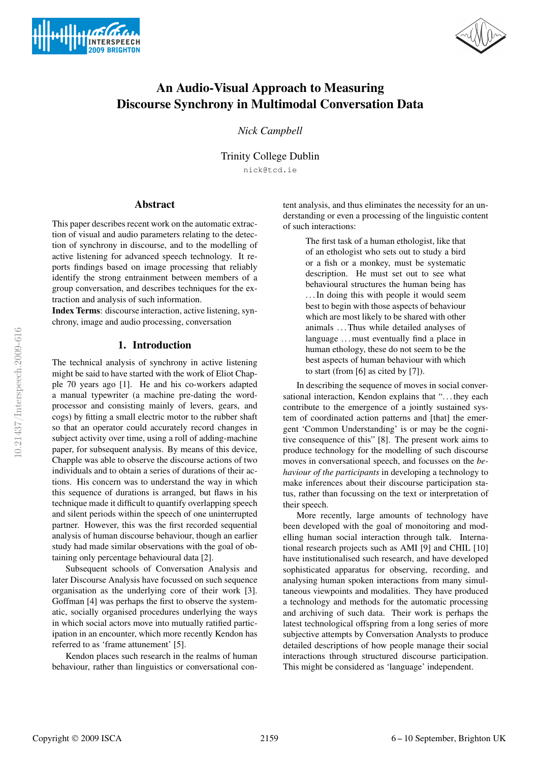# An Audio-Visual Approach to Measuring Discourse Synchrony in Multimodal Conversation Data

*Nick Campbell*

Trinity College Dublin

nick@tcd.ie

## Abstract

This paper describes recent work on the automatic extraction of visual and audio parameters relating to the detection of synchrony in discourse, and to the modelling of active listening for advanced speech technology. It reports findings based on image processing that reliably identify the strong entrainment between members of a group conversation, and describes techniques for the extraction and analysis of such information.

**Index Terms**: discourse interaction, active listening, synchrony, image and audio processing, conversation

## 1. Introduction

The technical analysis of synchrony in active listening might be said to have started with the work of Eliot Chapple 70 years ago [1]. He and his co-workers adapted a manual typewriter (a machine pre-dating the word-processor and consisting mainly of levers, gears, and cogs) by fitting a small electric motor to the rubber shaft so that an operator could accurately record changes in subject activity over time, using a roll of adding-machine paper, for subsequent analysis. By means of this device, Chapple was able to observe the discourse actions of two individuals and to obtain a series of durations of their actions. His concern was to understand the way in which this sequence of durations is arranged, but flaws in his technique made it difficult to quantify overlapping speech and silent periods within the speech of one uninterrupted partner. However, this was the first recorded sequential analysis of human discourse behaviour, though an earlier study had made similar observations with the goal of obtaining only percentage behavioural data [2].

Subsequent schools of Conversation Analysis and later Discourse Analysis have focussed on such sequence organisation as the underlying core of their work [3]. Goffman [4] was perhaps the first to observe the systematic, socially organised procedures underlying the ways in which social actors move into mutually ratified participation in an encounter, which more recently Kendon has referred to as 'frame attunement' [5].

Kendon places such research in the realms of human behaviour, rather than linguistics or conversational content analysis, and thus eliminates the necessity for an understanding or even a processing of the linguistic content of such interactions:

> The first task of a human ethologist, like that of an ethologist who sets out to study a bird or a fish or a monkey, must be systematic description. He must set out to see what behavioural structures the human being has ... In doing this with people it would seem best to begin with those aspects of behaviour which are most likely to be shared with other animals ... Thus while detailed analyses of language ... must eventually find a place in human ethology, these do not seem to be the best aspects of human behaviour with which to start (from [6] as cited by [7]).

In describing the sequence of moves in social conversational interaction, Kendon explains that "... they each contribute to the emergence of a jointly sustained system of coordinated action patterns and [that] the emergent 'Common Understanding' is or may be the cognitive consequence of this" [8]. The present work aims to produce technology for the modelling of such discourse moves in conversational speech, and focusses on the *behaviour of the participants* in developing a technology to make inferences about their discourse participation status, rather than focussing on the text or interpretation of their speech.

More recently, large amounts of technology have been developed with the goal of monoitoring and modelling human social interaction through talk. International research projects such as AMI [9] and CHIL [10] have institutionalised such research, and have developed sophisticated apparatus for observing, recording, and analysing human spoken interactions from many simultaneous viewpoints and modalities. They have produced a technology and methods for the automatic processing and archiving of such data. Their work is perhaps the latest technological offspring from a long series of more subjective attempts by Conversation Analysts to produce detailed descriptions of how people manage their social interactions through structured discourse participation. This might be considered as 'language' independent.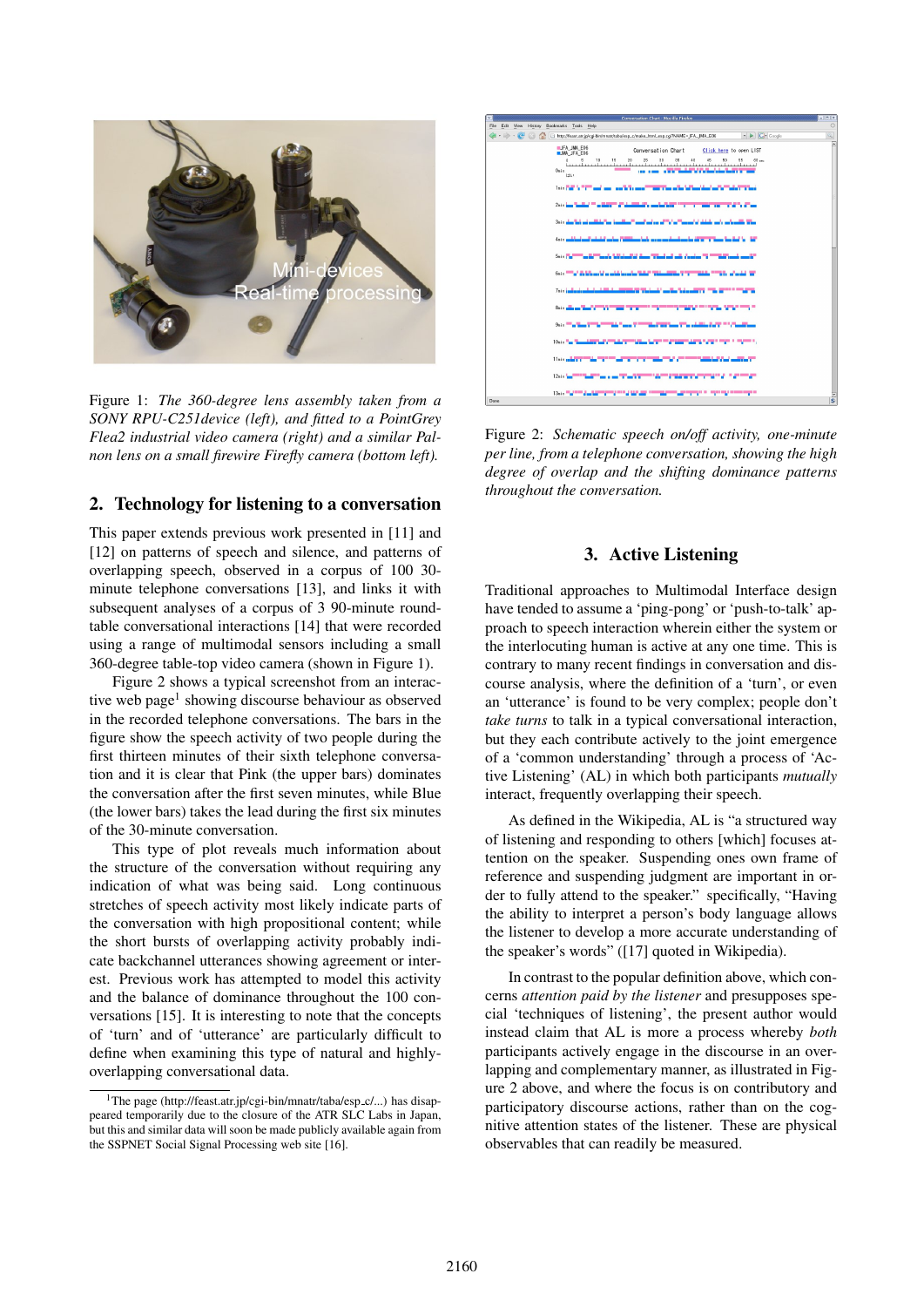Figure 1: *The 360-degree lens assembly taken from a SONY RPU-C251device (left), and fitted to a PointGrey Flea2 industrial video camera (right) and a similar Palnon lens on a small firewire Firefly camera (bottom left).*

## 2. Technology for listening to a conversation

This paper extends previous work presented in [11] and [12] on patterns of speech and silence, and patterns of overlapping speech, observed in a corpus of 100 30-minute telephone conversations [13], and links it with subsequent analyses of a corpus of 3 90-minute round-table conversational interactions [14] that were recorded using a range of multimodal sensors including a small 360-degree table-top video camera (shown in Figure 1).

Figure 2 shows a typical screenshot from an interactive web page[1] showing discourse behaviour as observed in the recorded telephone conversations. The bars in the figure show the speech activity of two people during the first thirteen minutes of their sixth telephone conversation and it is clear that Pink (the upper bars) dominates the conversation after the first seven minutes, while Blue (the lower bars) takes the lead during the first six minutes of the 30-minute conversation.

This type of plot reveals much information about the structure of the conversation without requiring any indication of what was being said. Long continuous stretches of speech activity most likely indicate parts of the conversation with high propositional content; while the short bursts of overlapping activity probably indicate backchannel utterances showing agreement or interest. Previous work has attempted to model this activity and the balance of dominance throughout the 100 conversations [15]. It is interesting to note that the concepts of 'turn' and of 'utterance' are particularly difficult to define when examining this type of natural and highly-overlapping conversational data.

[1] The page (http://feast.atr.jp/cgi-bin/mnatr/taba/esp_c/...) has disappeared temporarily due to the closure of the ATR SLC Labs in Japan, but this and similar data will soon be made publicly available again from the SSPNET Social Signal Processing web site [16].

Figure 2: *Schematic speech on/off activity, one-minute per line, from a telephone conversation, showing the high degree of overlap and the shifting dominance patterns throughout the conversation.*

## 3. Active Listening

Traditional approaches to Multimodal Interface design have tended to assume a 'ping-pong' or 'push-to-talk' approach to speech interaction wherein either the system or the interlocuting human is active at any one time. This is contrary to many recent findings in conversation and discourse analysis, where the definition of a 'turn', or even an 'utterance' is found to be very complex; people don't *take turns* to talk in a typical conversational interaction, but they each contribute actively to the joint emergence of a 'common understanding' through a process of 'Active Listening' (AL) in which both participants *mutually* interact, frequently overlapping their speech.

As defined in the Wikipedia, AL is "a structured way of listening and responding to others [which] focuses attention on the speaker. Suspending ones own frame of reference and suspending judgment are important in order to fully attend to the speaker." specifically, "Having the ability to interpret a person's body language allows the listener to develop a more accurate understanding of the speaker's words" ([17] quoted in Wikipedia).

In contrast to the popular definition above, which concerns *attention paid by the listener* and presupposes special 'techniques of listening', the present author would instead claim that AL is more a process whereby *both* participants actively engage in the discourse in an overlapping and complementary manner, as illustrated in Figure 2 above, and where the focus is on contributory and participatory discourse actions, rather than on the cognitive attention states of the listener. These are physical observables that can readily be measured.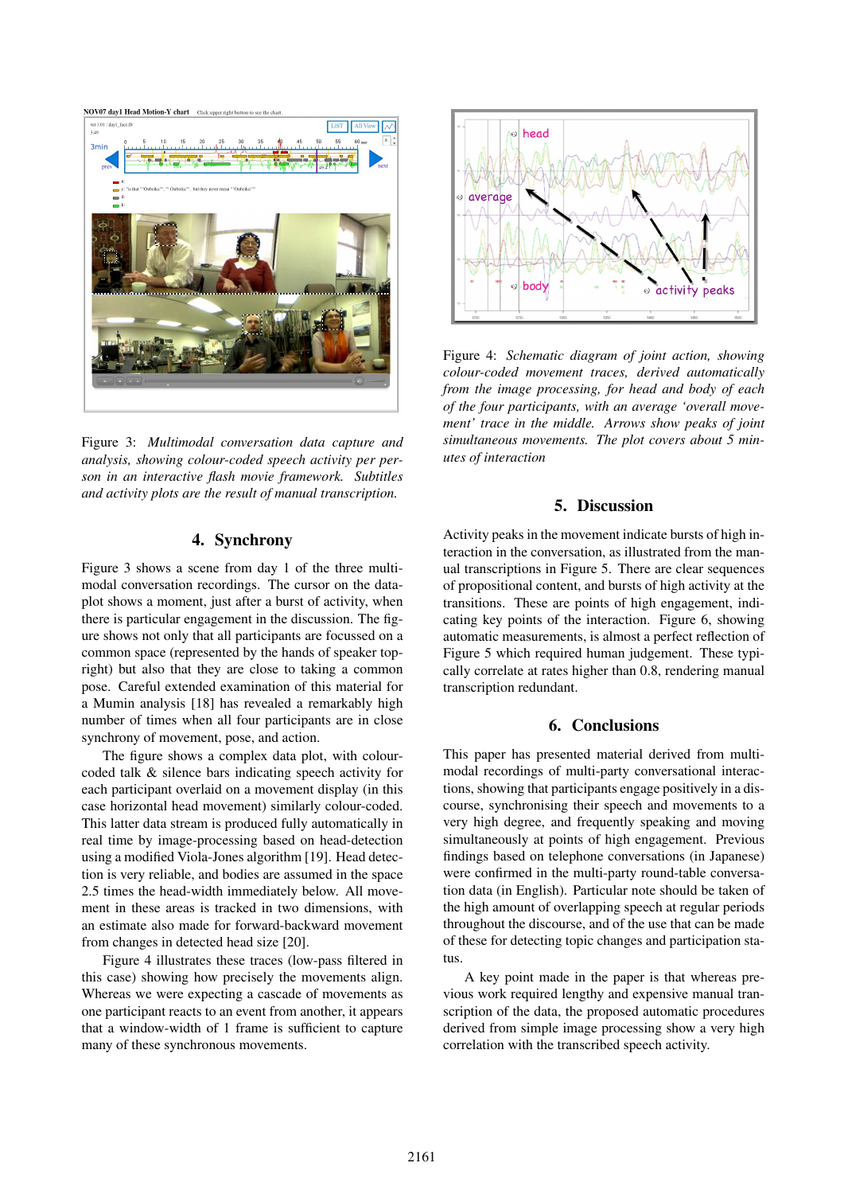Figure 3: *Multimodal conversation data capture and analysis, showing colour-coded speech activity per person in an interactive flash movie framework. Subtitles and activity plots are the result of manual transcription.*

## 4. Synchrony

Figure 3 shows a scene from day 1 of the three multi-modal conversation recordings. The cursor on the data-plot shows a moment, just after a burst of activity, when there is particular engagement in the discussion. The figure shows not only that all participants are focussed on a common space (represented by the hands of speaker top-right) but also that they are close to taking a common pose. Careful extended examination of this material for a Mumin analysis [18] has revealed a remarkably high number of times when all four participants are in close synchrony of movement, pose, and action.

The figure shows a complex data plot, with colour-coded talk & silence bars indicating speech activity for each participant overlaid on a movement display (in this case horizontal head movement) similarly colour-coded. This latter data stream is produced fully automatically in real time by image-processing based on head-detection using a modified Viola-Jones algorithm [19]. Head detection is very reliable, and bodies are assumed in the space 2.5 times the head-width immediately below. All movement in these areas is tracked in two dimensions, with an estimate also made for forward-backward movement from changes in detected head size [20].

Figure 4 illustrates these traces (low-pass filtered in this case) showing how precisely the movements align. Whereas we were expecting a cascade of movements as one participant reacts to an event from another, it appears that a window-width of 1 frame is sufficient to capture many of these synchronous movements.

Figure 4: *Schematic diagram of joint action, showing colour-coded movement traces, derived automatically from the image processing, for head and body of each of the four participants, with an average 'overall movement' trace in the middle. Arrows show peaks of joint simultaneous movements. The plot covers about 5 minutes of interaction*

## 5. Discussion

Activity peaks in the movement indicate bursts of high interaction in the conversation, as illustrated from the manual transcriptions in Figure 5. There are clear sequences of propositional content, and bursts of high activity at the transitions. These are points of high engagement, indicating key points of the interaction. Figure 6, showing automatic measurements, is almost a perfect reflection of Figure 5 which required human judgement. These typically correlate at rates higher than 0.8, rendering manual transcription redundant.

## 6. Conclusions

This paper has presented material derived from multi-modal recordings of multi-party conversational interactions, showing that participants engage positively in a discourse, synchronising their speech and movements to a very high degree, and frequently speaking and moving simultaneously at points of high engagement. Previous findings based on telephone conversations (in Japanese) were confirmed in the multi-party round-table conversation data (in English). Particular note should be taken of the high amount of overlapping speech at regular periods throughout the discourse, and of the use that can be made of these for detecting topic changes and participation status.

A key point made in the paper is that whereas previous work required lengthy and expensive manual transcription of the data, the proposed automatic procedures derived from simple image processing show a very high correlation with the transcribed speech activity.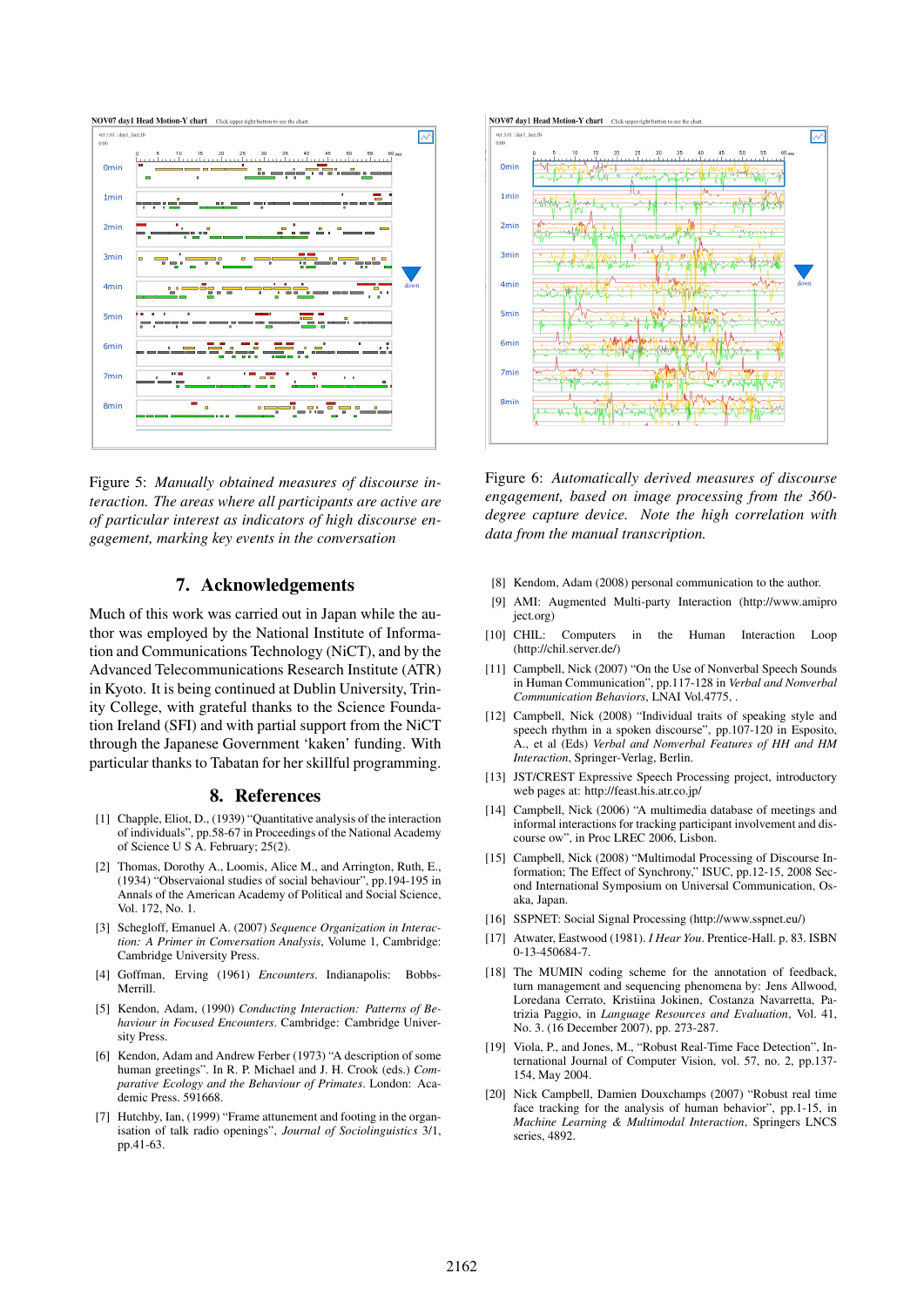NOV07 day1 Head Motion-Y chart Click upper right button to see the chart.

ver 3.01 : day1_face.flv
0:00

0 5 10 15 20 25 30 35 40 45 50 55 60 sec

0min
1min
2min
3min
4min
5min
6min
7min
8min

down

Figure 5: *Manually obtained measures of discourse interaction. The areas where all participants are active are of particular interest as indicators of high discourse engagement, marking key events in the conversation*

NOV07 day1 Head Motion-Y chart Click upper right button to see the chart.

ver 3.01 : day1_face.flv
0:00

0 5 10 15 20 25 30 35 40 45 50 55 60 sec

0min
1min
2min
3min
4min
5min
6min
7min
8min

down

Figure 6: *Automatically derived measures of discourse engagement, based on image processing from the 360-degree capture device. Note the high correlation with data from the manual transcription.*

## 7. Acknowledgements

Much of this work was carried out in Japan while the author was employed by the National Institute of Information and Communications Technology (NiCT), and by the Advanced Telecommunications Research Institute (ATR) in Kyoto. It is being continued at Dublin University, Trinity College, with grateful thanks to the Science Foundation Ireland (SFI) and with partial support from the NiCT through the Japanese Government 'kaken' funding. With particular thanks to Tabatan for her skillful programming.

## 8. References

[1] Chapple, Eliot, D., (1939) "Quantitative analysis of the interaction of individuals", pp.58-67 in Proceedings of the National Academy of Science U S A. February; 25(2).

[2] Thomas, Dorothy A., Loomis, Alice M., and Arrington, Ruth, E., (1934) "Observaional studies of social behaviour", pp.194-195 in Annals of the American Academy of Political and Social Science, Vol. 172, No. 1.

[3] Schegloff, Emanuel A. (2007) *Sequence Organization in Interaction: A Primer in Conversation Analysis*, Volume 1, Cambridge: Cambridge University Press.

[4] Goffman, Erving (1961) *Encounters*. Indianapolis: Bobbs-Merrill.

[5] Kendon, Adam, (1990) *Conducting Interaction: Patterns of Behaviour in Focused Encounters*. Cambridge: Cambridge University Press.

[6] Kendon, Adam and Andrew Ferber (1973) "A description of some human greetings". In R. P. Michael and J. H. Crook (eds.) *Comparative Ecology and the Behaviour of Primates*. London: Academic Press. 591668.

[7] Hutchby, Ian, (1999) "Frame attunement and footing in the organisation of talk radio openings", *Journal of Sociolinguistics* 3/1, pp.41-63.

[8] Kendom, Adam (2008) personal communication to the author.

[9] AMI: Augmented Multi-party Interaction (http://www.amiproject.org)

[10] CHIL: Computers in the Human Interaction Loop (http://chil.server.de/)

[11] Campbell, Nick (2007) "On the Use of Nonverbal Speech Sounds in Human Communication", pp.117-128 in *Verbal and Nonverbal Communication Behaviors*, LNAI Vol.4775, .

[12] Campbell, Nick (2008) "Individual traits of speaking style and speech rhythm in a spoken discourse", pp.107-120 in Esposito, A., et al (Eds) *Verbal and Nonverbal Features of HH and HM Interaction*, Springer-Verlag, Berlin.

[13] JST/CREST Expressive Speech Processing project, introductory web pages at: http://feast.his.atr.co.jp/

[14] Campbell, Nick (2006) "A multimedia database of meetings and informal interactions for tracking participant involvement and discourse ow", in Proc LREC 2006, Lisbon.

[15] Campbell, Nick (2008) "Multimodal Processing of Discourse Information; The Effect of Synchrony," ISUC, pp.12-15, 2008 Second International Symposium on Universal Communication, Osaka, Japan.

[16] SSPNET: Social Signal Processing (http://www.sspnet.eu/)

[17] Atwater, Eastwood (1981). *I Hear You*. Prentice-Hall. p. 83. ISBN 0-13-450684-7.

[18] The MUMIN coding scheme for the annotation of feedback, turn management and sequencing phenomena by: Jens Allwood, Loredana Cerrato, Kristiina Jokinen, Costanza Navarretta, Patrizia Paggio, in *Language Resources and Evaluation*, Vol. 41, No. 3. (16 December 2007), pp. 273-287.

[19] Viola, P., and Jones, M., "Robust Real-Time Face Detection", International Journal of Computer Vision, vol. 57, no. 2, pp.137-154, May 2004.

[20] Nick Campbell, Damien Douxchamps (2007) "Robust real time face tracking for the analysis of human behavior", pp.1-15, in *Machine Learning & Multimodal Interaction*, Springers LNCS series, 4892.